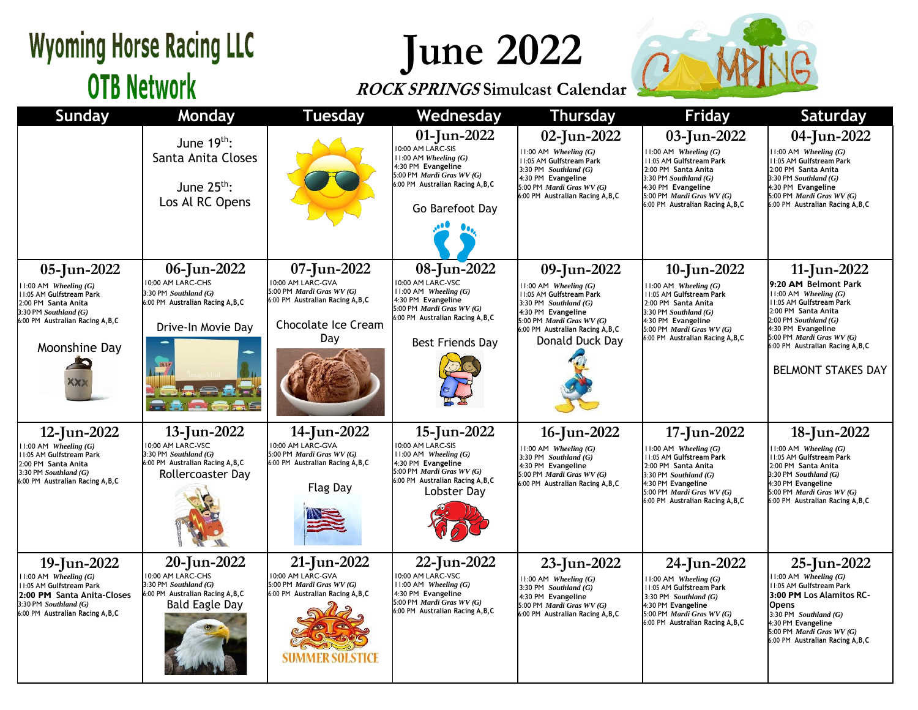# Wyoming Horse Racing LLC
## OTB Network

# June 2022

***ROCK SPRINGS*** **Simulcast Calendar**

| Sunday | Monday | Tuesday | Wednesday | Thursday | Friday | Saturday |
|---|---|---|---|---|---|---|
| | June 19th: Santa Anita Closes<br><br>June 25th: Los Al RC Opens | | **01-Jun-2022**<br>10:00 AM LARC-SIS<br>11:00 AM *Wheeling (G)*<br>4:30 PM Evangeline<br>5:00 PM *Mardi Gras WV (G)*<br>6:00 PM Australian Racing A,B,C<br><br>Go Barefoot Day | **02-Jun-2022**<br>11:00 AM *Wheeling (G)*<br>11:05 AM Gulfstream Park<br>3:30 PM *Southland (G)*<br>4:30 PM Evangeline<br>5:00 PM *Mardi Gras WV (G)*<br>6:00 PM Australian Racing A,B,C | **03-Jun-2022**<br>11:00 AM *Wheeling (G)*<br>11:05 AM Gulfstream Park<br>2:00 PM Santa Anita<br>3:30 PM *Southland (G)*<br>4:30 PM Evangeline<br>5:00 PM *Mardi Gras WV (G)*<br>6:00 PM Australian Racing A,B,C | **04-Jun-2022**<br>11:00 AM *Wheeling (G)*<br>11:05 AM Gulfstream Park<br>2:00 PM Santa Anita<br>3:30 PM *Southland (G)*<br>4:30 PM Evangeline<br>5:00 PM *Mardi Gras WV (G)*<br>6:00 PM Australian Racing A,B,C |
| **05-Jun-2022**<br>11:00 AM *Wheeling (G)*<br>11:05 AM Gulfstream Park<br>2:00 PM Santa Anita<br>3:30 PM *Southland (G)*<br>6:00 PM Australian Racing A,B,C<br><br>Moonshine Day | **06-Jun-2022**<br>10:00 AM LARC-CHS<br>3:30 PM *Southland (G)*<br>6:00 PM Australian Racing A,B,C<br><br>Drive-In Movie Day | **07-Jun-2022**<br>10:00 AM LARC-GVA<br>5:00 PM *Mardi Gras WV (G)*<br>6:00 PM Australian Racing A,B,C<br><br>Chocolate Ice Cream Day | **08-Jun-2022**<br>10:00 AM LARC-VSC<br>11:00 AM *Wheeling (G)*<br>4:30 PM Evangeline<br>5:00 PM *Mardi Gras WV (G)*<br>6:00 PM Australian Racing A,B,C<br><br>Best Friends Day | **09-Jun-2022**<br>11:00 AM *Wheeling (G)*<br>11:05 AM Gulfstream Park<br>3:30 PM *Southland (G)*<br>4:30 PM Evangeline<br>5:00 PM *Mardi Gras WV (G)*<br>6:00 PM Australian Racing A,B,C<br><br>Donald Duck Day | **10-Jun-2022**<br>11:00 AM *Wheeling (G)*<br>11:05 AM Gulfstream Park<br>2:00 PM Santa Anita<br>3:30 PM *Southland (G)*<br>4:30 PM Evangeline<br>5:00 PM *Mardi Gras WV (G)*<br>6:00 PM Australian Racing A,B,C | **11-Jun-2022**<br>**9:20 AM** Belmont Park<br>11:00 AM *Wheeling (G)*<br>11:05 AM Gulfstream Park<br>2:00 PM Santa Anita<br>2:00 PM *Southland (G)*<br>4:30 PM Evangeline<br>5:00 PM *Mardi Gras WV (G)*<br>6:00 PM Australian Racing A,B,C<br><br>BELMONT STAKES DAY |
| **12-Jun-2022**<br>11:00 AM *Wheeling (G)*<br>11:05 AM Gulfstream Park<br>2:00 PM Santa Anita<br>3:30 PM *Southland (G)*<br>6:00 PM Australian Racing A,B,C | **13-Jun-2022**<br>10:00 AM LARC-VSC<br>3:30 PM *Southland (G)*<br>6:00 PM Australian Racing A,B,C<br><br>Rollercoaster Day | **14-Jun-2022**<br>10:00 AM LARC-GVA<br>5:00 PM *Mardi Gras WV (G)*<br>6:00 PM Australian Racing A,B,C<br><br>Flag Day | **15-Jun-2022**<br>10:00 AM LARC-SIS<br>11:00 AM *Wheeling (G)*<br>4:30 PM Evangeline<br>5:00 PM *Mardi Gras WV (G)*<br>6:00 PM Australian Racing A,B,C<br><br>Lobster Day | **16-Jun-2022**<br>11:00 AM *Wheeling (G)*<br>3:30 PM *Southland (G)*<br>4:30 PM Evangeline<br>5:00 PM *Mardi Gras WV (G)*<br>6:00 PM Australian Racing A,B,C | **17-Jun-2022**<br>11:00 AM *Wheeling (G)*<br>11:05 AM Gulfstream Park<br>2:00 PM Santa Anita<br>3:30 PM *Southland (G)*<br>4:30 PM Evangeline<br>5:00 PM *Mardi Gras WV (G)*<br>6:00 PM Australian Racing A,B,C | **18-Jun-2022**<br>11:00 AM *Wheeling (G)*<br>11:05 AM Gulfstream Park<br>2:00 PM Santa Anita<br>3:30 PM *Southland (G)*<br>4:30 PM Evangeline<br>5:00 PM *Mardi Gras WV (G)*<br>6:00 PM Australian Racing A,B,C |
| **19-Jun-2022**<br>11:00 AM *Wheeling (G)*<br>11:05 AM Gulfstream Park<br>**2:00 PM Santa Anita-Closes**<br>3:30 PM *Southland (G)*<br>6:00 PM Australian Racing A,B,C | **20-Jun-2022**<br>10:00 AM LARC-CHS<br>3:30 PM *Southland (G)*<br>6:00 PM Australian Racing A,B,C<br><br>Bald Eagle Day | **21-Jun-2022**<br>10:00 AM LARC-GVA<br>5:00 PM *Mardi Gras WV (G)*<br>6:00 PM Australian Racing A,B,C<br><br>SUMMER SOLSTICE | **22-Jun-2022**<br>10:00 AM LARC-VSC<br>11:00 AM *Wheeling (G)*<br>4:30 PM Evangeline<br>5:00 PM *Mardi Gras WV (G)*<br>6:00 PM Australian Racing A,B,C | **23-Jun-2022**<br>11:00 AM *Wheeling (G)*<br>3:30 PM *Southland (G)*<br>4:30 PM Evangeline<br>5:00 PM *Mardi Gras WV (G)*<br>6:00 PM Australian Racing A,B,C | **24-Jun-2022**<br>11:00 AM *Wheeling (G)*<br>11:05 AM Gulfstream Park<br>3:30 PM *Southland (G)*<br>4:30 PM Evangeline<br>5:00 PM *Mardi Gras WV (G)*<br>6:00 PM Australian Racing A,B,C | **25-Jun-2022**<br>11:00 AM *Wheeling (G)*<br>11:05 AM Gulfstream Park<br>**3:00 PM** **Los Alamitos RC-Opens**<br>3:30 PM *Southland (G)*<br>4:30 PM Evangeline<br>5:00 PM *Mardi Gras WV (G)*<br>6:00 PM Australian Racing A,B,C |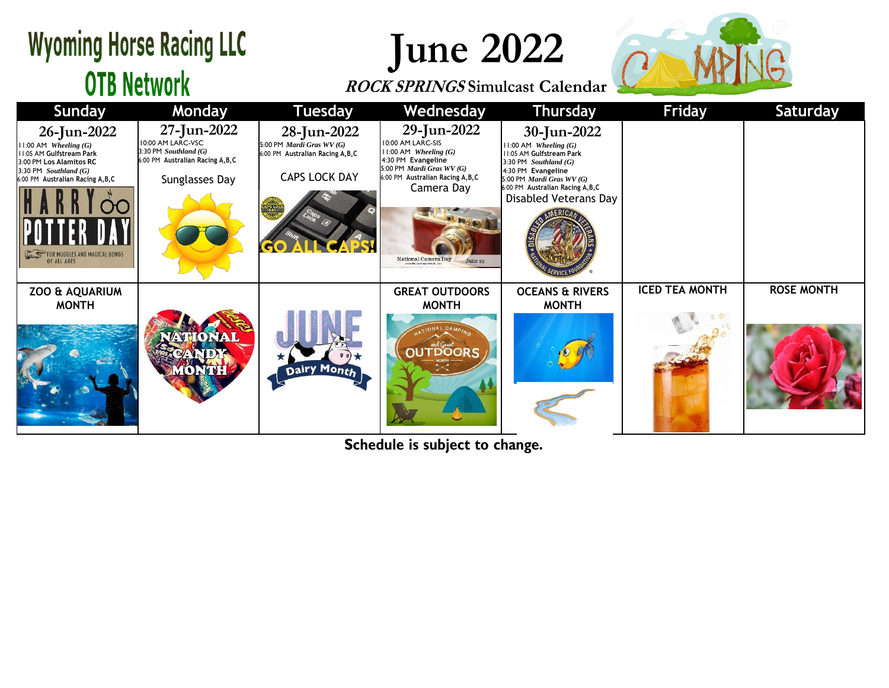# Wyoming Horse Racing LLC
## OTB Network

# June 2022

***ROCK SPRINGS*** **Simulcast Calendar**

| Sunday | Monday | Tuesday | Wednesday | Thursday | Friday | Saturday |
|---|---|---|---|---|---|---|
| **26-Jun-2022**<br>11:00 AM *Wheeling (G)*<br>11:05 AM Gulfstream Park<br>3:00 PM Los Alamitos RC<br>3:30 PM *Southland (G)*<br>6:00 PM Australian Racing A,B,C<br>HARRY POTTER DAY<br>FOR MUGGLES AND MAGICAL BEINGS OF ALL AGES | **27-Jun-2022**<br>10:00 AM LARC-VSC<br>3:30 PM *Southland (G)*<br>6:00 PM Australian Racing A,B,C<br>Sunglasses Day | **28-Jun-2022**<br>5:00 PM *Mardi Gras WV (G)*<br>6:00 PM Australian Racing A,B,C<br>CAPS LOCK DAY<br>GO ALL CAPS! | **29-Jun-2022**<br>10:00 AM LARC-SIS<br>11:00 AM *Wheeling (G)*<br>4:30 PM Evangeline<br>5:00 PM *Mardi Gras WV (G)*<br>6:00 PM Australian Racing A,B,C<br>Camera Day<br>National Camera Day June 29 | **30-Jun-2022**<br>11:00 AM *Wheeling (G)*<br>11:05 AM Gulfstream Park<br>3:30 PM *Southland (G)*<br>4:30 PM Evangeline<br>5:00 PM *Mardi Gras WV (G)*<br>6:00 PM Australian Racing A,B,C<br>Disabled Veterans Day | | |
| **ZOO & AQUARIUM MONTH** | NATIONAL CANDY MONTH | JUNE Dairy Month | **GREAT OUTDOORS MONTH**<br>NATIONAL CAMPING and Great OUTDOORS MONTH | **OCEANS & RIVERS MONTH** | **ICED TEA MONTH** | **ROSE MONTH** |

**Schedule is subject to change.**